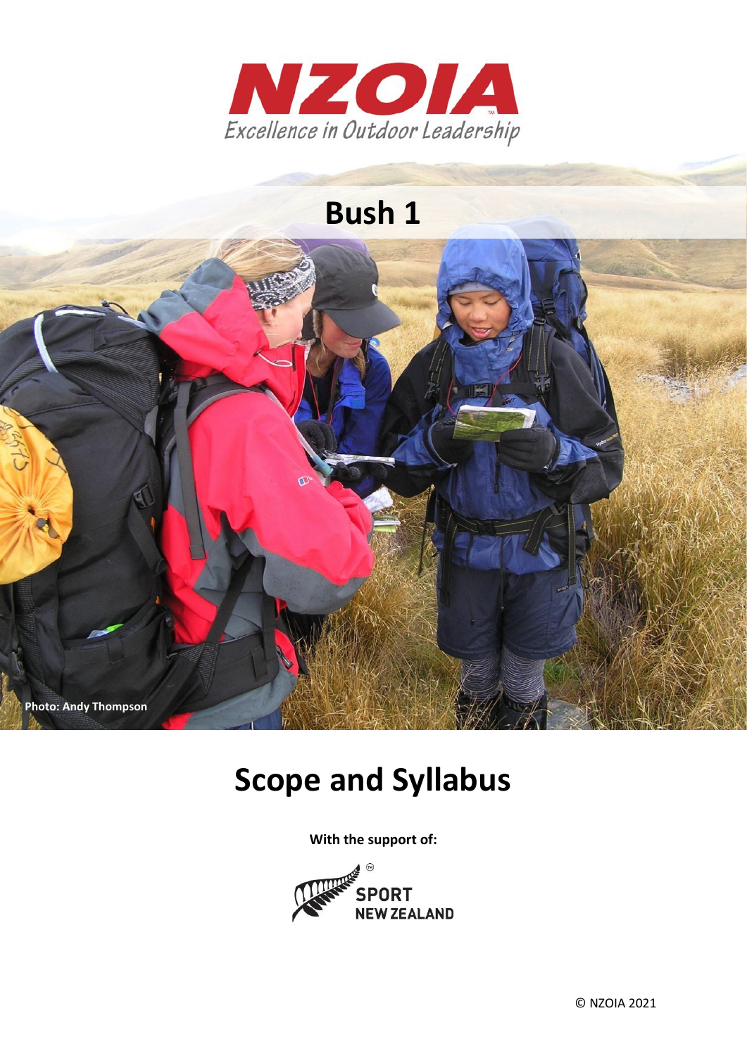# NZOIA

*Excellence in Outdoor Leadership*

# Bush 1

Photo: Andy Thompson

# Scope and Syllabus

**With the support of:**

SPORT NEW ZEALAND

© NZOIA 2021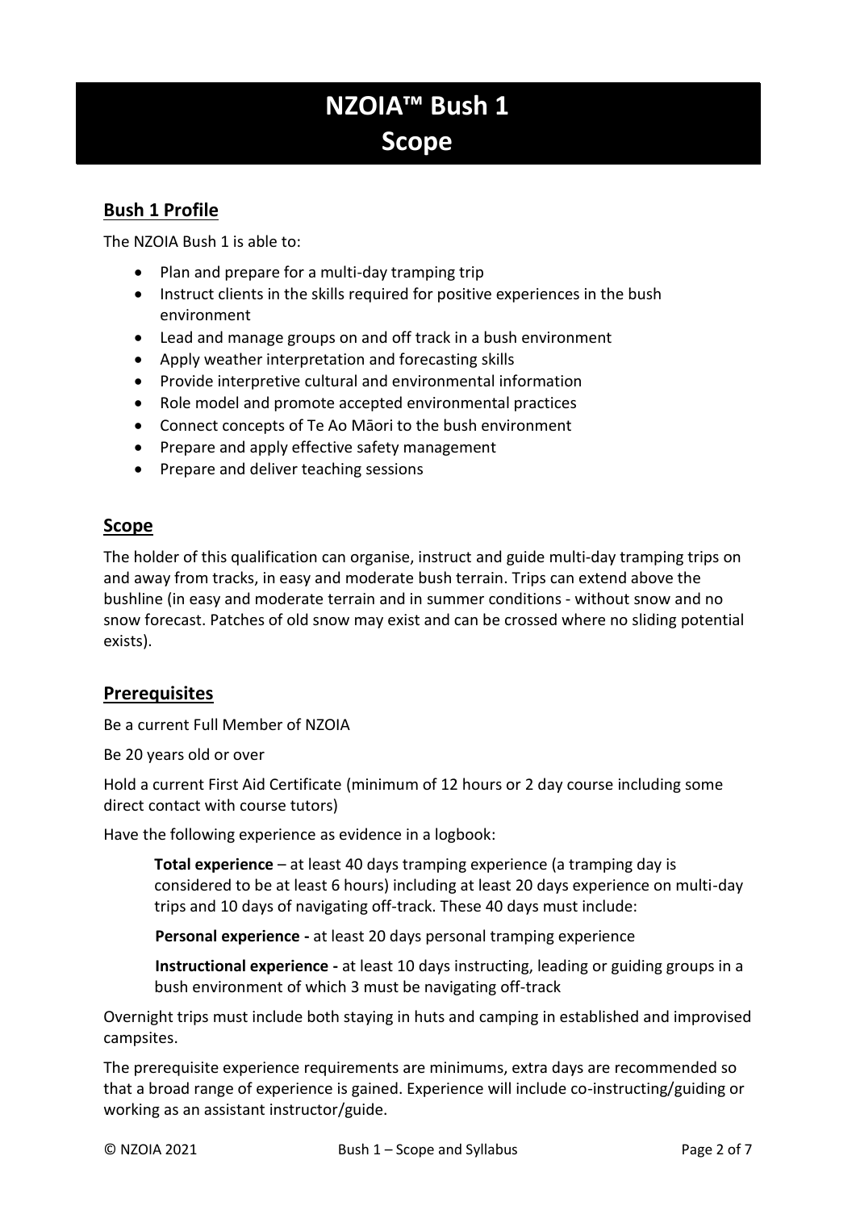# NZOIA™ Bush 1
# Scope

## Bush 1 Profile

The NZOIA Bush 1 is able to:

- Plan and prepare for a multi-day tramping trip
- Instruct clients in the skills required for positive experiences in the bush environment
- Lead and manage groups on and off track in a bush environment
- Apply weather interpretation and forecasting skills
- Provide interpretive cultural and environmental information
- Role model and promote accepted environmental practices
- Connect concepts of Te Ao Māori to the bush environment
- Prepare and apply effective safety management
- Prepare and deliver teaching sessions

## Scope

The holder of this qualification can organise, instruct and guide multi-day tramping trips on and away from tracks, in easy and moderate bush terrain. Trips can extend above the bushline (in easy and moderate terrain and in summer conditions - without snow and no snow forecast. Patches of old snow may exist and can be crossed where no sliding potential exists).

## Prerequisites

Be a current Full Member of NZOIA

Be 20 years old or over

Hold a current First Aid Certificate (minimum of 12 hours or 2 day course including some direct contact with course tutors)

Have the following experience as evidence in a logbook:

> **Total experience** – at least 40 days tramping experience (a tramping day is considered to be at least 6 hours) including at least 20 days experience on multi-day trips and 10 days of navigating off-track. These 40 days must include:
>
> **Personal experience -** at least 20 days personal tramping experience
>
> **Instructional experience -** at least 10 days instructing, leading or guiding groups in a bush environment of which 3 must be navigating off-track

Overnight trips must include both staying in huts and camping in established and improvised campsites.

The prerequisite experience requirements are minimums, extra days are recommended so that a broad range of experience is gained. Experience will include co-instructing/guiding or working as an assistant instructor/guide.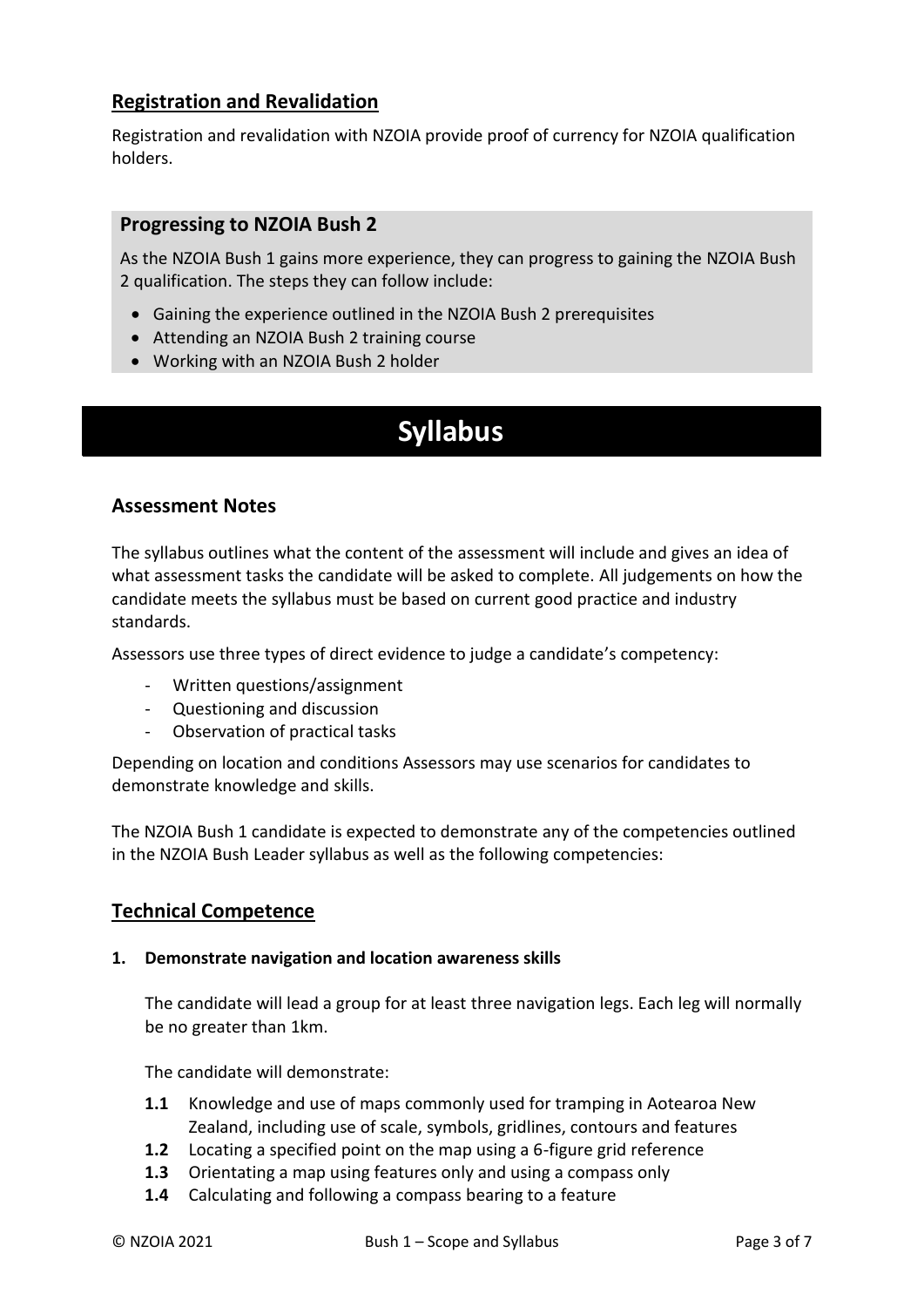## Registration and Revalidation

Registration and revalidation with NZOIA provide proof of currency for NZOIA qualification holders.

### Progressing to NZOIA Bush 2

As the NZOIA Bush 1 gains more experience, they can progress to gaining the NZOIA Bush 2 qualification. The steps they can follow include:

- Gaining the experience outlined in the NZOIA Bush 2 prerequisites
- Attending an NZOIA Bush 2 training course
- Working with an NZOIA Bush 2 holder

# Syllabus

## Assessment Notes

The syllabus outlines what the content of the assessment will include and gives an idea of what assessment tasks the candidate will be asked to complete. All judgements on how the candidate meets the syllabus must be based on current good practice and industry standards.

Assessors use three types of direct evidence to judge a candidate's competency:

- Written questions/assignment
- Questioning and discussion
- Observation of practical tasks

Depending on location and conditions Assessors may use scenarios for candidates to demonstrate knowledge and skills.

The NZOIA Bush 1 candidate is expected to demonstrate any of the competencies outlined in the NZOIA Bush Leader syllabus as well as the following competencies:

## Technical Competence

**1. Demonstrate navigation and location awareness skills**

The candidate will lead a group for at least three navigation legs. Each leg will normally be no greater than 1km.

The candidate will demonstrate:

- **1.1** Knowledge and use of maps commonly used for tramping in Aotearoa New Zealand, including use of scale, symbols, gridlines, contours and features
- **1.2** Locating a specified point on the map using a 6-figure grid reference
- **1.3** Orientating a map using features only and using a compass only
- **1.4** Calculating and following a compass bearing to a feature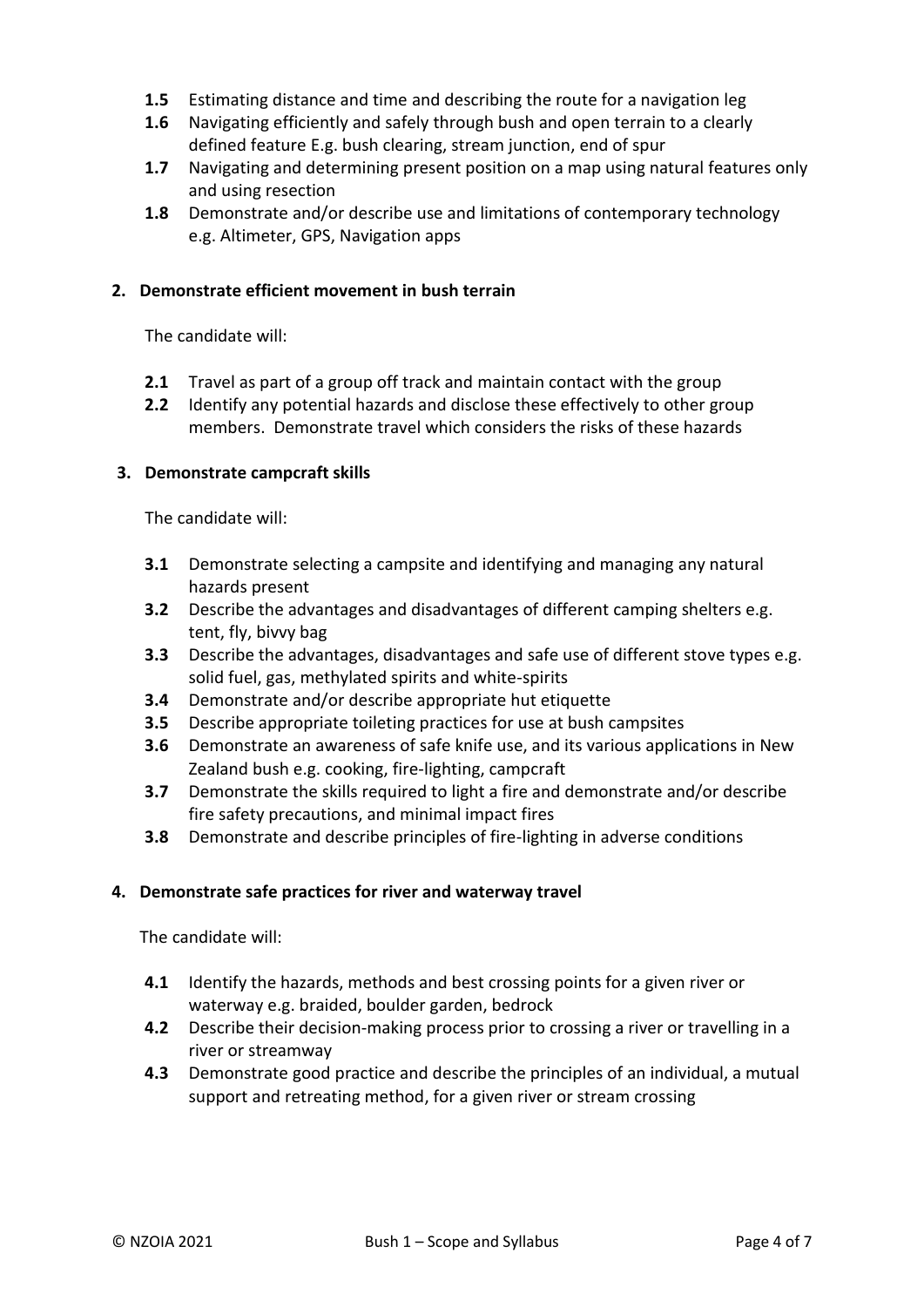- **1.5** Estimating distance and time and describing the route for a navigation leg
- **1.6** Navigating efficiently and safely through bush and open terrain to a clearly defined feature E.g. bush clearing, stream junction, end of spur
- **1.7** Navigating and determining present position on a map using natural features only and using resection
- **1.8** Demonstrate and/or describe use and limitations of contemporary technology e.g. Altimeter, GPS, Navigation apps

**2. Demonstrate efficient movement in bush terrain**

The candidate will:

- **2.1** Travel as part of a group off track and maintain contact with the group
- **2.2** Identify any potential hazards and disclose these effectively to other group members. Demonstrate travel which considers the risks of these hazards

**3. Demonstrate campcraft skills**

The candidate will:

- **3.1** Demonstrate selecting a campsite and identifying and managing any natural hazards present
- **3.2** Describe the advantages and disadvantages of different camping shelters e.g. tent, fly, bivvy bag
- **3.3** Describe the advantages, disadvantages and safe use of different stove types e.g. solid fuel, gas, methylated spirits and white-spirits
- **3.4** Demonstrate and/or describe appropriate hut etiquette
- **3.5** Describe appropriate toileting practices for use at bush campsites
- **3.6** Demonstrate an awareness of safe knife use, and its various applications in New Zealand bush e.g. cooking, fire-lighting, campcraft
- **3.7** Demonstrate the skills required to light a fire and demonstrate and/or describe fire safety precautions, and minimal impact fires
- **3.8** Demonstrate and describe principles of fire-lighting in adverse conditions

**4. Demonstrate safe practices for river and waterway travel**

The candidate will:

- **4.1** Identify the hazards, methods and best crossing points for a given river or waterway e.g. braided, boulder garden, bedrock
- **4.2** Describe their decision-making process prior to crossing a river or travelling in a river or streamway
- **4.3** Demonstrate good practice and describe the principles of an individual, a mutual support and retreating method, for a given river or stream crossing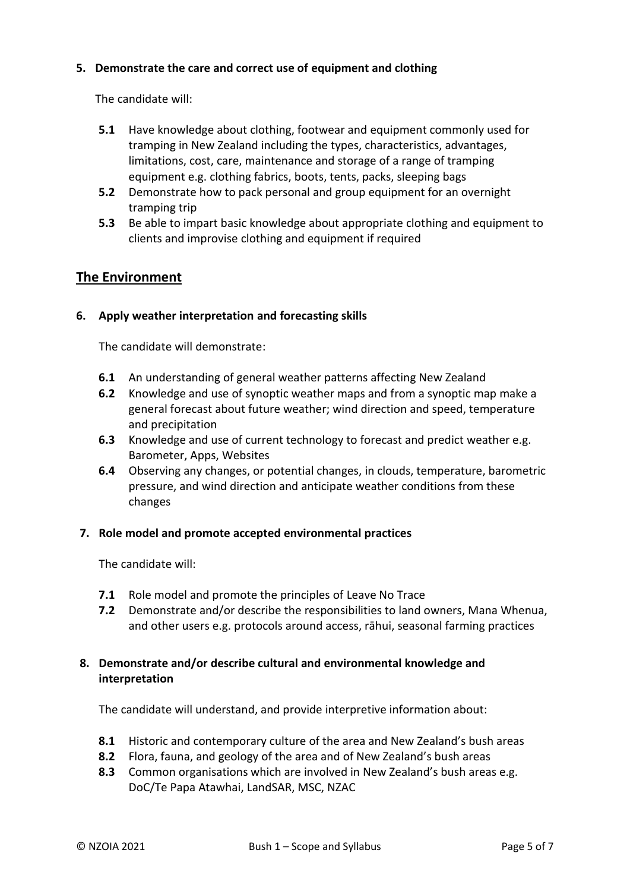**5. Demonstrate the care and correct use of equipment and clothing**

The candidate will:

- **5.1** Have knowledge about clothing, footwear and equipment commonly used for tramping in New Zealand including the types, characteristics, advantages, limitations, cost, care, maintenance and storage of a range of tramping equipment e.g. clothing fabrics, boots, tents, packs, sleeping bags
- **5.2** Demonstrate how to pack personal and group equipment for an overnight tramping trip
- **5.3** Be able to impart basic knowledge about appropriate clothing and equipment to clients and improvise clothing and equipment if required

## The Environment

**6. Apply weather interpretation and forecasting skills**

The candidate will demonstrate:

- **6.1** An understanding of general weather patterns affecting New Zealand
- **6.2** Knowledge and use of synoptic weather maps and from a synoptic map make a general forecast about future weather; wind direction and speed, temperature and precipitation
- **6.3** Knowledge and use of current technology to forecast and predict weather e.g. Barometer, Apps, Websites
- **6.4** Observing any changes, or potential changes, in clouds, temperature, barometric pressure, and wind direction and anticipate weather conditions from these changes

**7. Role model and promote accepted environmental practices**

The candidate will:

- **7.1** Role model and promote the principles of Leave No Trace
- **7.2** Demonstrate and/or describe the responsibilities to land owners, Mana Whenua, and other users e.g. protocols around access, rāhui, seasonal farming practices

**8. Demonstrate and/or describe cultural and environmental knowledge and interpretation**

The candidate will understand, and provide interpretive information about:

- **8.1** Historic and contemporary culture of the area and New Zealand's bush areas
- **8.2** Flora, fauna, and geology of the area and of New Zealand's bush areas
- **8.3** Common organisations which are involved in New Zealand's bush areas e.g. DoC/Te Papa Atawhai, LandSAR, MSC, NZAC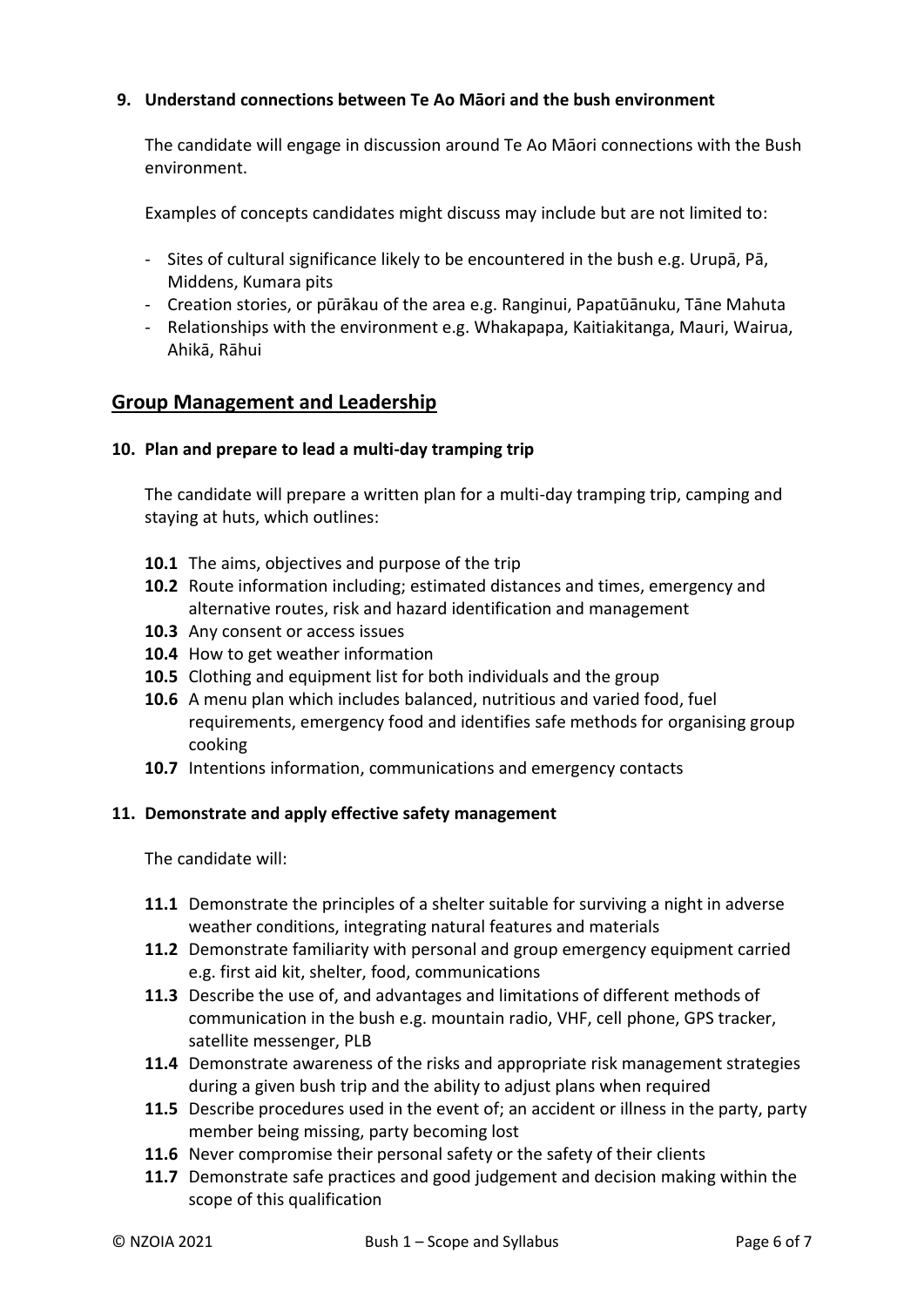**9. Understand connections between Te Ao Māori and the bush environment**

The candidate will engage in discussion around Te Ao Māori connections with the Bush environment.

Examples of concepts candidates might discuss may include but are not limited to:

- Sites of cultural significance likely to be encountered in the bush e.g. Urupā, Pā, Middens, Kumara pits
- Creation stories, or pūrākau of the area e.g. Ranginui, Papatūānuku, Tāne Mahuta
- Relationships with the environment e.g. Whakapapa, Kaitiakitanga, Mauri, Wairua, Ahikā, Rāhui

## Group Management and Leadership

**10. Plan and prepare to lead a multi-day tramping trip**

The candidate will prepare a written plan for a multi-day tramping trip, camping and staying at huts, which outlines:

**10.1** The aims, objectives and purpose of the trip
**10.2** Route information including; estimated distances and times, emergency and alternative routes, risk and hazard identification and management
**10.3** Any consent or access issues
**10.4** How to get weather information
**10.5** Clothing and equipment list for both individuals and the group
**10.6** A menu plan which includes balanced, nutritious and varied food, fuel requirements, emergency food and identifies safe methods for organising group cooking
**10.7** Intentions information, communications and emergency contacts

**11. Demonstrate and apply effective safety management**

The candidate will:

**11.1** Demonstrate the principles of a shelter suitable for surviving a night in adverse weather conditions, integrating natural features and materials
**11.2** Demonstrate familiarity with personal and group emergency equipment carried e.g. first aid kit, shelter, food, communications
**11.3** Describe the use of, and advantages and limitations of different methods of communication in the bush e.g. mountain radio, VHF, cell phone, GPS tracker, satellite messenger, PLB
**11.4** Demonstrate awareness of the risks and appropriate risk management strategies during a given bush trip and the ability to adjust plans when required
**11.5** Describe procedures used in the event of; an accident or illness in the party, party member being missing, party becoming lost
**11.6** Never compromise their personal safety or the safety of their clients
**11.7** Demonstrate safe practices and good judgement and decision making within the scope of this qualification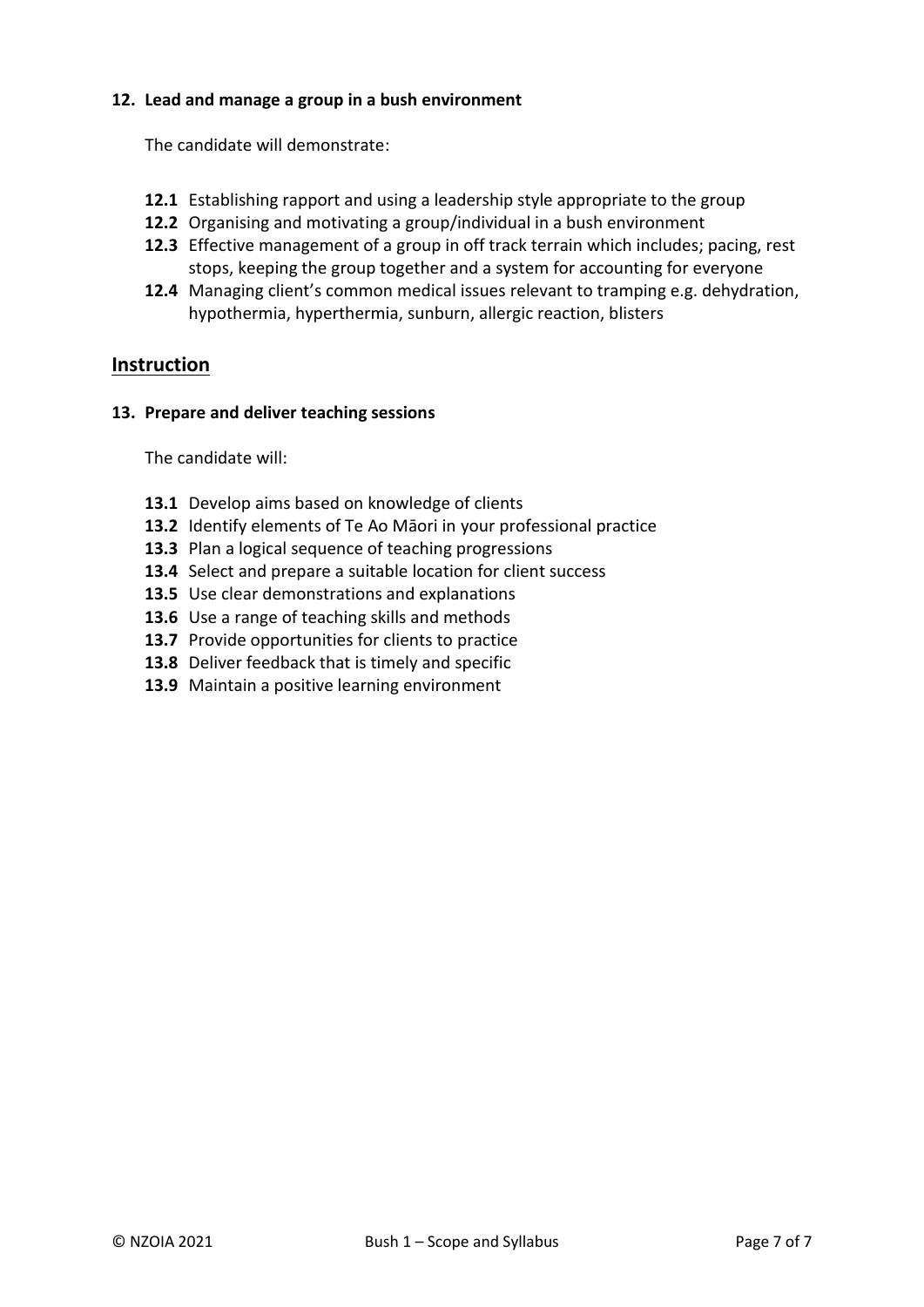**12. Lead and manage a group in a bush environment**

The candidate will demonstrate:

- **12.1** Establishing rapport and using a leadership style appropriate to the group
- **12.2** Organising and motivating a group/individual in a bush environment
- **12.3** Effective management of a group in off track terrain which includes; pacing, rest stops, keeping the group together and a system for accounting for everyone
- **12.4** Managing client's common medical issues relevant to tramping e.g. dehydration, hypothermia, hyperthermia, sunburn, allergic reaction, blisters

## Instruction

**13. Prepare and deliver teaching sessions**

The candidate will:

- **13.1** Develop aims based on knowledge of clients
- **13.2** Identify elements of Te Ao Māori in your professional practice
- **13.3** Plan a logical sequence of teaching progressions
- **13.4** Select and prepare a suitable location for client success
- **13.5** Use clear demonstrations and explanations
- **13.6** Use a range of teaching skills and methods
- **13.7** Provide opportunities for clients to practice
- **13.8** Deliver feedback that is timely and specific
- **13.9** Maintain a positive learning environment